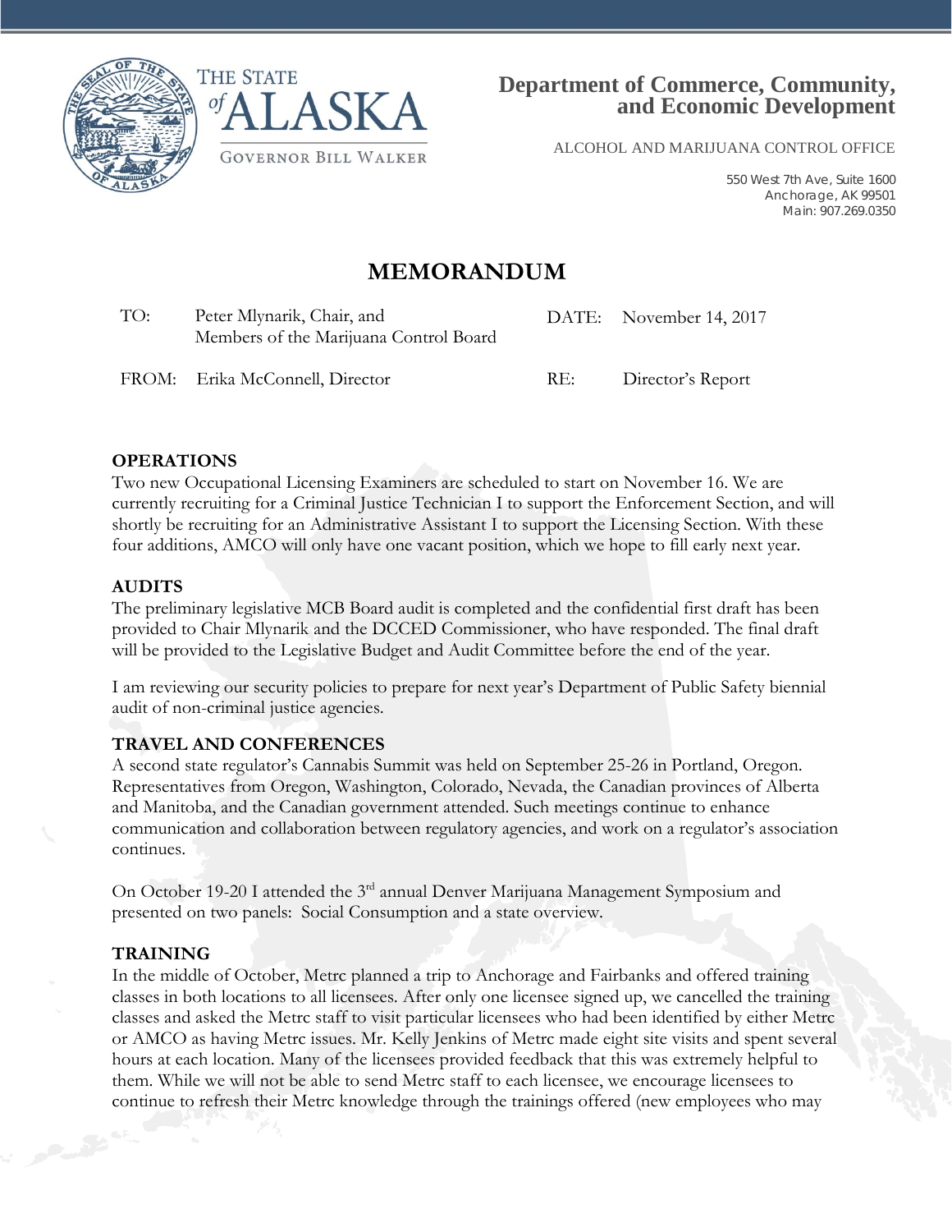THE STATE of ALASKA

GOVERNOR BILL WALKER

**Department of Commerce, Community, and Economic Development**

ALCOHOL AND MARIJUANA CONTROL OFFICE

550 West 7th Ave, Suite 1600
Anchorage, AK 99501
Main: 907.269.0350

# MEMORANDUM

| | | | |
|---|---|---|---|
| TO: | Peter Mlynarik, Chair, and Members of the Marijuana Control Board | DATE: | November 14, 2017 |
| FROM: | Erika McConnell, Director | RE: | Director's Report |

**OPERATIONS**

Two new Occupational Licensing Examiners are scheduled to start on November 16. We are currently recruiting for a Criminal Justice Technician I to support the Enforcement Section, and will shortly be recruiting for an Administrative Assistant I to support the Licensing Section. With these four additions, AMCO will only have one vacant position, which we hope to fill early next year.

**AUDITS**

The preliminary legislative MCB Board audit is completed and the confidential first draft has been provided to Chair Mlynarik and the DCCED Commissioner, who have responded. The final draft will be provided to the Legislative Budget and Audit Committee before the end of the year.

I am reviewing our security policies to prepare for next year's Department of Public Safety biennial audit of non-criminal justice agencies.

**TRAVEL AND CONFERENCES**

A second state regulator's Cannabis Summit was held on September 25-26 in Portland, Oregon. Representatives from Oregon, Washington, Colorado, Nevada, the Canadian provinces of Alberta and Manitoba, and the Canadian government attended. Such meetings continue to enhance communication and collaboration between regulatory agencies, and work on a regulator's association continues.

On October 19-20 I attended the 3rd annual Denver Marijuana Management Symposium and presented on two panels: Social Consumption and a state overview.

**TRAINING**

In the middle of October, Metrc planned a trip to Anchorage and Fairbanks and offered training classes in both locations to all licensees. After only one licensee signed up, we cancelled the training classes and asked the Metrc staff to visit particular licensees who had been identified by either Metrc or AMCO as having Metrc issues. Mr. Kelly Jenkins of Metrc made eight site visits and spent several hours at each location. Many of the licensees provided feedback that this was extremely helpful to them. While we will not be able to send Metrc staff to each licensee, we encourage licensees to continue to refresh their Metrc knowledge through the trainings offered (new employees who may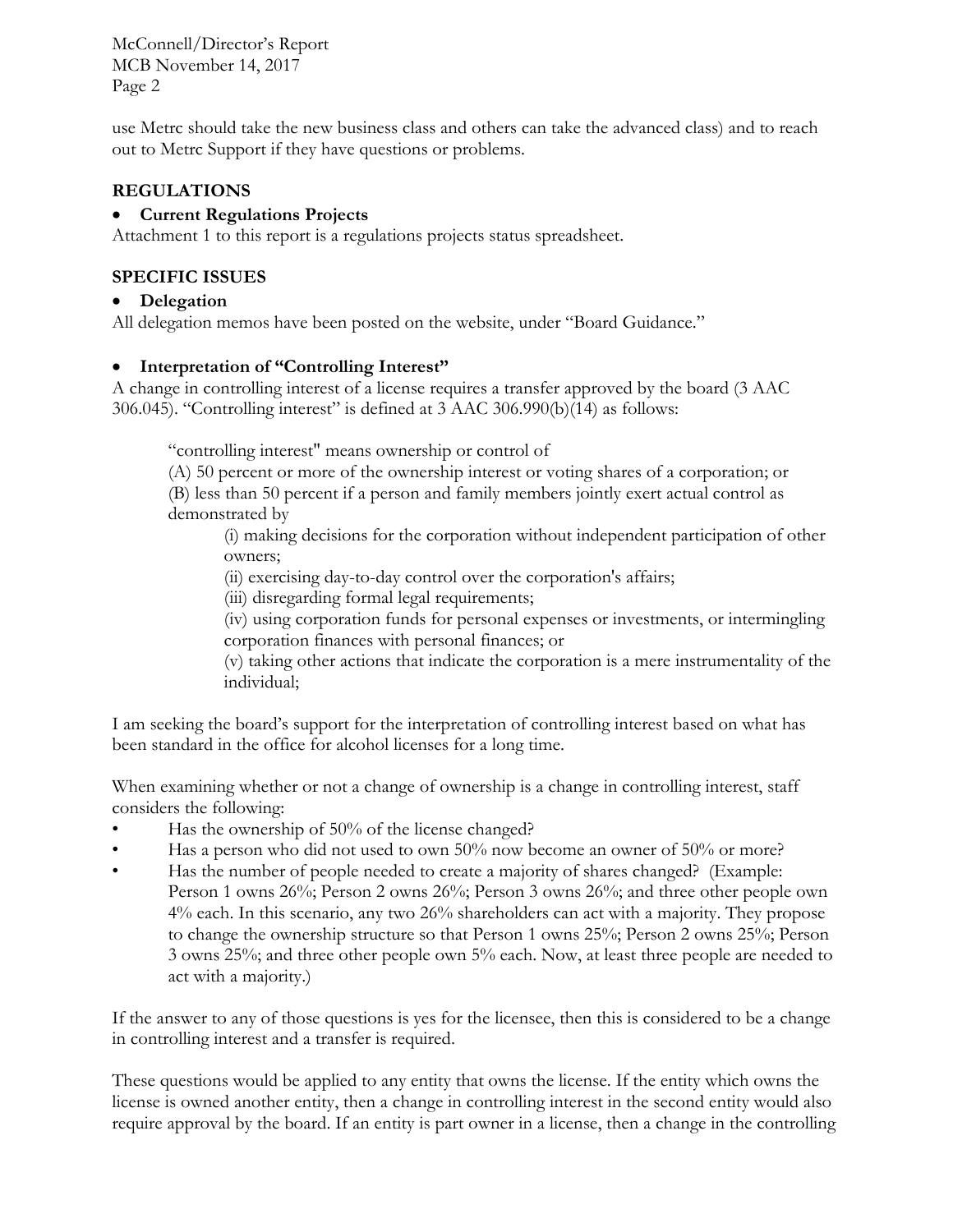use Metrc should take the new business class and others can take the advanced class) and to reach out to Metrc Support if they have questions or problems.

## REGULATIONS

- **Current Regulations Projects**

Attachment 1 to this report is a regulations projects status spreadsheet.

## SPECIFIC ISSUES

- **Delegation**

All delegation memos have been posted on the website, under "Board Guidance."

- **Interpretation of "Controlling Interest"**

A change in controlling interest of a license requires a transfer approved by the board (3 AAC 306.045). "Controlling interest" is defined at 3 AAC 306.990(b)(14) as follows:

> "controlling interest" means ownership or control of
>
> (A) 50 percent or more of the ownership interest or voting shares of a corporation; or
>
> (B) less than 50 percent if a person and family members jointly exert actual control as demonstrated by
>
> > (i) making decisions for the corporation without independent participation of other owners;
> >
> > (ii) exercising day-to-day control over the corporation's affairs;
> >
> > (iii) disregarding formal legal requirements;
> >
> > (iv) using corporation funds for personal expenses or investments, or intermingling corporation finances with personal finances; or
> >
> > (v) taking other actions that indicate the corporation is a mere instrumentality of the individual;

I am seeking the board's support for the interpretation of controlling interest based on what has been standard in the office for alcohol licenses for a long time.

When examining whether or not a change of ownership is a change in controlling interest, staff considers the following:

- Has the ownership of 50% of the license changed?
- Has a person who did not used to own 50% now become an owner of 50% or more?
- Has the number of people needed to create a majority of shares changed? (Example: Person 1 owns 26%; Person 2 owns 26%; Person 3 owns 26%; and three other people own 4% each. In this scenario, any two 26% shareholders can act with a majority. They propose to change the ownership structure so that Person 1 owns 25%; Person 2 owns 25%; Person 3 owns 25%; and three other people own 5% each. Now, at least three people are needed to act with a majority.)

If the answer to any of those questions is yes for the licensee, then this is considered to be a change in controlling interest and a transfer is required.

These questions would be applied to any entity that owns the license. If the entity which owns the license is owned another entity, then a change in controlling interest in the second entity would also require approval by the board. If an entity is part owner in a license, then a change in the controlling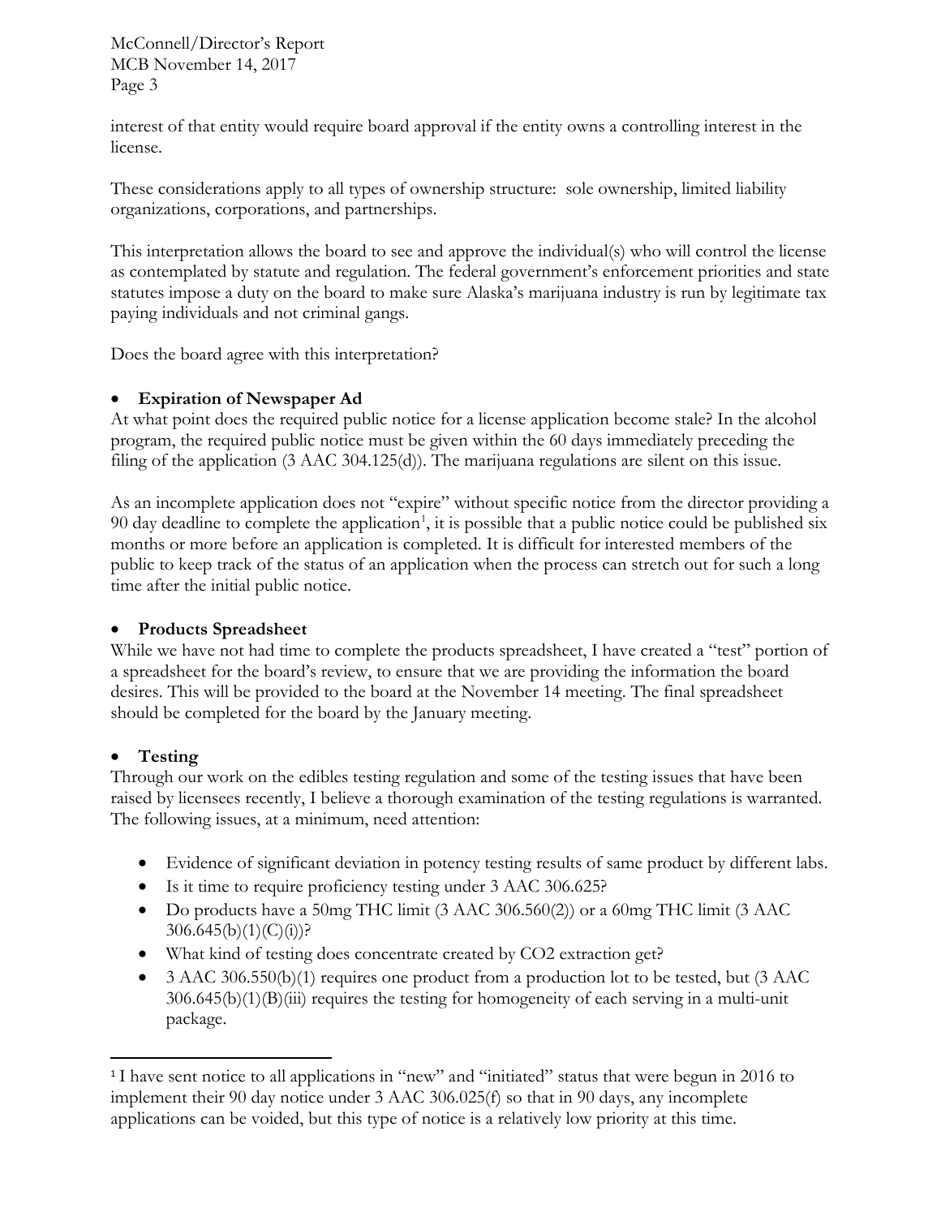interest of that entity would require board approval if the entity owns a controlling interest in the license.

These considerations apply to all types of ownership structure: sole ownership, limited liability organizations, corporations, and partnerships.

This interpretation allows the board to see and approve the individual(s) who will control the license as contemplated by statute and regulation. The federal government's enforcement priorities and state statutes impose a duty on the board to make sure Alaska's marijuana industry is run by legitimate tax paying individuals and not criminal gangs.

Does the board agree with this interpretation?

- **Expiration of Newspaper Ad**

At what point does the required public notice for a license application become stale? In the alcohol program, the required public notice must be given within the 60 days immediately preceding the filing of the application (3 AAC 304.125(d)). The marijuana regulations are silent on this issue.

As an incomplete application does not "expire" without specific notice from the director providing a 90 day deadline to complete the application[1], it is possible that a public notice could be published six months or more before an application is completed. It is difficult for interested members of the public to keep track of the status of an application when the process can stretch out for such a long time after the initial public notice.

- **Products Spreadsheet**

While we have not had time to complete the products spreadsheet, I have created a "test" portion of a spreadsheet for the board's review, to ensure that we are providing the information the board desires. This will be provided to the board at the November 14 meeting. The final spreadsheet should be completed for the board by the January meeting.

- **Testing**

Through our work on the edibles testing regulation and some of the testing issues that have been raised by licensees recently, I believe a thorough examination of the testing regulations is warranted. The following issues, at a minimum, need attention:

- Evidence of significant deviation in potency testing results of same product by different labs.
- Is it time to require proficiency testing under 3 AAC 306.625?
- Do products have a 50mg THC limit (3 AAC 306.560(2)) or a 60mg THC limit (3 AAC 306.645(b)(1)(C)(i))?
- What kind of testing does concentrate created by $CO_2$ extraction get?
- 3 AAC 306.550(b)(1) requires one product from a production lot to be tested, but (3 AAC 306.645(b)(1)(B)(iii) requires the testing for homogeneity of each serving in a multi-unit package.

[1] I have sent notice to all applications in "new" and "initiated" status that were begun in 2016 to implement their 90 day notice under 3 AAC 306.025(f) so that in 90 days, any incomplete applications can be voided, but this type of notice is a relatively low priority at this time.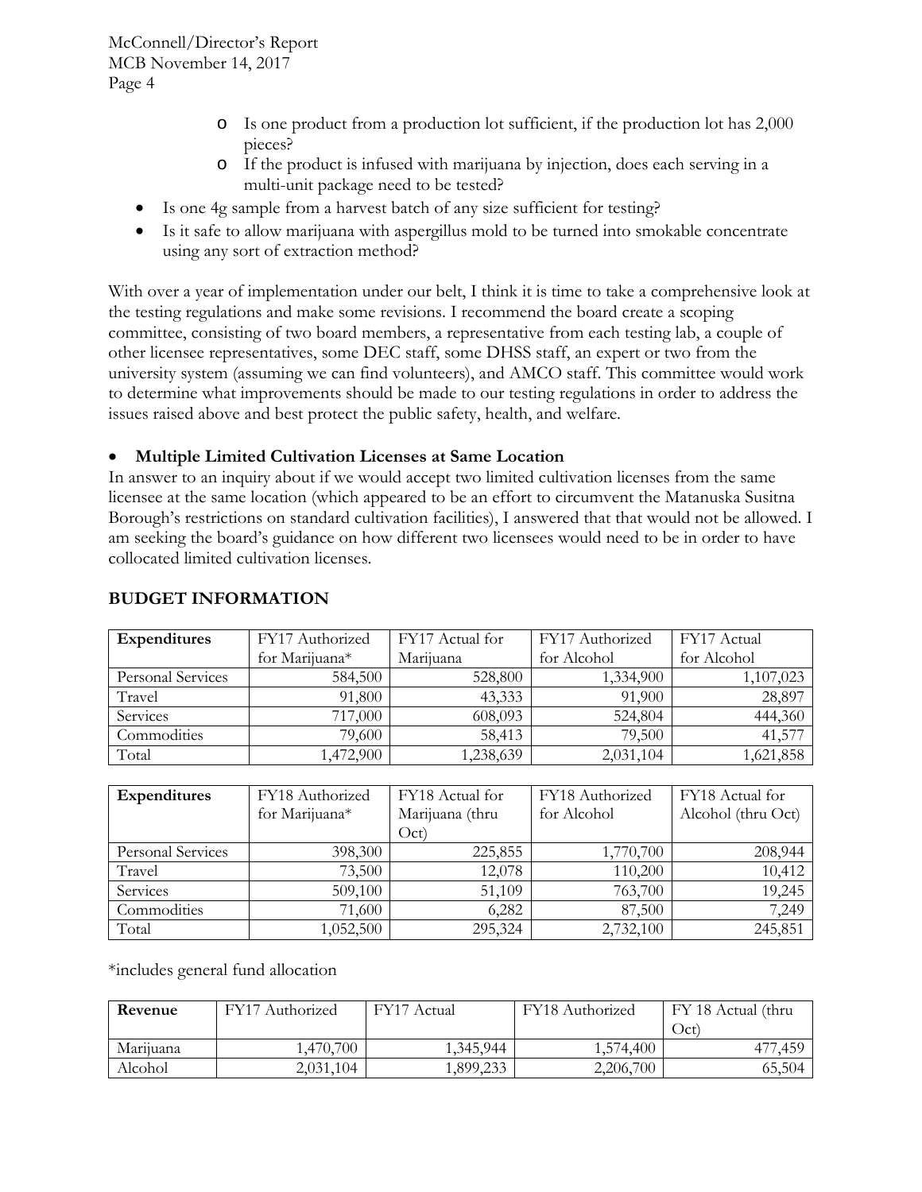- Is one product from a production lot sufficient, if the production lot has 2,000 pieces?
    - If the product is infused with marijuana by injection, does each serving in a multi-unit package need to be tested?
- Is one 4g sample from a harvest batch of any size sufficient for testing?
- Is it safe to allow marijuana with aspergillus mold to be turned into smokable concentrate using any sort of extraction method?

With over a year of implementation under our belt, I think it is time to take a comprehensive look at the testing regulations and make some revisions. I recommend the board create a scoping committee, consisting of two board members, a representative from each testing lab, a couple of other licensee representatives, some DEC staff, some DHSS staff, an expert or two from the university system (assuming we can find volunteers), and AMCO staff. This committee would work to determine what improvements should be made to our testing regulations in order to address the issues raised above and best protect the public safety, health, and welfare.

- **Multiple Limited Cultivation Licenses at Same Location**

In answer to an inquiry about if we would accept two limited cultivation licenses from the same licensee at the same location (which appeared to be an effort to circumvent the Matanuska Susitna Borough's restrictions on standard cultivation facilities), I answered that that would not be allowed. I am seeking the board's guidance on how different two licensees would need to be in order to have collocated limited cultivation licenses.

## BUDGET INFORMATION

| Expenditures | FY17 Authorized for Marijuana* | FY17 Actual for Marijuana | FY17 Authorized for Alcohol | FY17 Actual for Alcohol |
|---|---|---|---|---|
| Personal Services | 584,500 | 528,800 | 1,334,900 | 1,107,023 |
| Travel | 91,800 | 43,333 | 91,900 | 28,897 |
| Services | 717,000 | 608,093 | 524,804 | 444,360 |
| Commodities | 79,600 | 58,413 | 79,500 | 41,577 |
| Total | 1,472,900 | 1,238,639 | 2,031,104 | 1,621,858 |

| Expenditures | FY18 Authorized for Marijuana* | FY18 Actual for Marijuana (thru Oct) | FY18 Authorized for Alcohol | FY18 Actual for Alcohol (thru Oct) |
|---|---|---|---|---|
| Personal Services | 398,300 | 225,855 | 1,770,700 | 208,944 |
| Travel | 73,500 | 12,078 | 110,200 | 10,412 |
| Services | 509,100 | 51,109 | 763,700 | 19,245 |
| Commodities | 71,600 | 6,282 | 87,500 | 7,249 |
| Total | 1,052,500 | 295,324 | 2,732,100 | 245,851 |

*includes general fund allocation

| Revenue | FY17 Authorized | FY17 Actual | FY18 Authorized | FY 18 Actual (thru Oct) |
|---|---|---|---|---|
| Marijuana | 1,470,700 | 1,345,944 | 1,574,400 | 477,459 |
| Alcohol | 2,031,104 | 1,899,233 | 2,206,700 | 65,504 |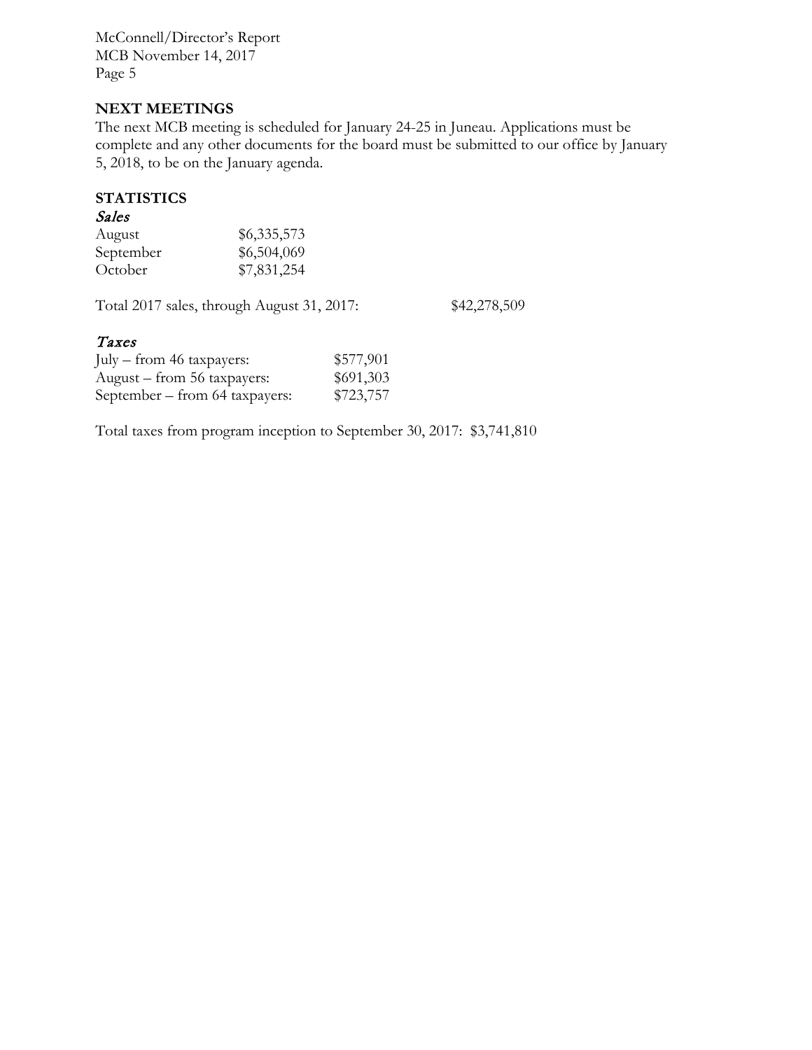## NEXT MEETINGS

The next MCB meeting is scheduled for January 24-25 in Juneau. Applications must be complete and any other documents for the board must be submitted to our office by January 5, 2018, to be on the January agenda.

## STATISTICS

### *Sales*

| | |
|---|---|
| August | $6,335,573 |
| September | $6,504,069 |
| October | $7,831,254 |

Total 2017 sales, through August 31, 2017: $42,278,509

### *Taxes*

| | |
|---|---|
| July – from 46 taxpayers: | $577,901 |
| August – from 56 taxpayers: | $691,303 |
| September – from 64 taxpayers: | $723,757 |

Total taxes from program inception to September 30, 2017: $3,741,810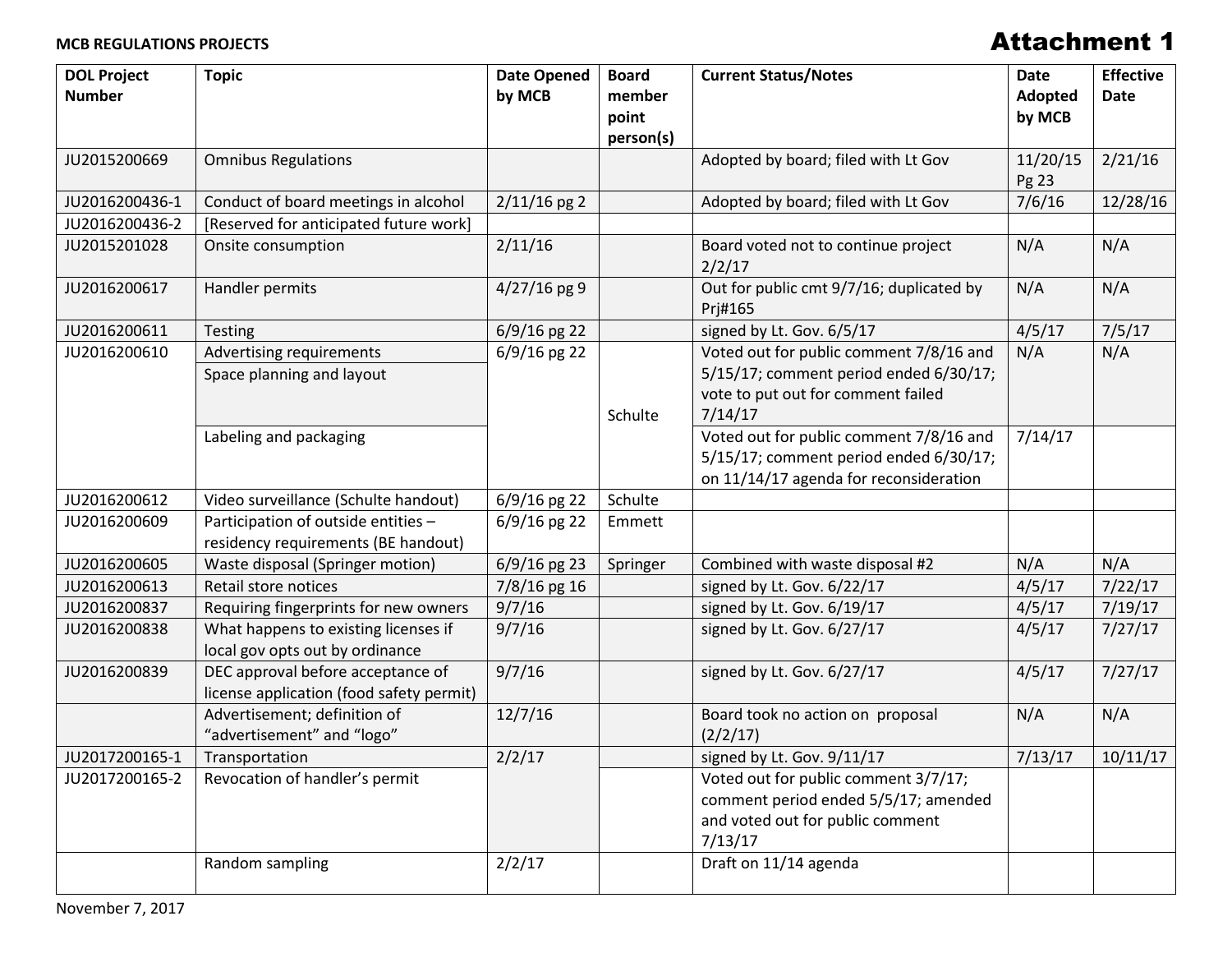**MCB REGULATIONS PROJECTS**

# Attachment 1

| DOL Project Number | Topic | Date Opened by MCB | Board member point person(s) | Current Status/Notes | Date Adopted by MCB | Effective Date |
|---|---|---|---|---|---|---|
| JU2015200669 | Omnibus Regulations | | | Adopted by board; filed with Lt Gov | 11/20/15 Pg 23 | 2/21/16 |
| JU2016200436-1 | Conduct of board meetings in alcohol | 2/11/16 pg 2 | | Adopted by board; filed with Lt Gov | 7/6/16 | 12/28/16 |
| JU2016200436-2 | [Reserved for anticipated future work] | | | | | |
| JU2015201028 | Onsite consumption | 2/11/16 | | Board voted not to continue project 2/2/17 | N/A | N/A |
| JU2016200617 | Handler permits | 4/27/16 pg 9 | | Out for public cmt 9/7/16; duplicated by Prj#165 | N/A | N/A |
| JU2016200611 | Testing | 6/9/16 pg 22 | | signed by Lt. Gov. 6/5/17 | 4/5/17 | 7/5/17 |
| JU2016200610 | Advertising requirements<br>Space planning and layout | 6/9/16 pg 22 | Schulte | Voted out for public comment 7/8/16 and 5/15/17; comment period ended 6/30/17; vote to put out for comment failed 7/14/17 | N/A | N/A |
| | Labeling and packaging | | | Voted out for public comment 7/8/16 and 5/15/17; comment period ended 6/30/17; on 11/14/17 agenda for reconsideration | 7/14/17 | |
| JU2016200612 | Video surveillance (Schulte handout) | 6/9/16 pg 22 | Schulte | | | |
| JU2016200609 | Participation of outside entities – residency requirements (BE handout) | 6/9/16 pg 22 | Emmett | | | |
| JU2016200605 | Waste disposal (Springer motion) | 6/9/16 pg 23 | Springer | Combined with waste disposal #2 | N/A | N/A |
| JU2016200613 | Retail store notices | 7/8/16 pg 16 | | signed by Lt. Gov. 6/22/17 | 4/5/17 | 7/22/17 |
| JU2016200837 | Requiring fingerprints for new owners | 9/7/16 | | signed by Lt. Gov. 6/19/17 | 4/5/17 | 7/19/17 |
| JU2016200838 | What happens to existing licenses if local gov opts out by ordinance | 9/7/16 | | signed by Lt. Gov. 6/27/17 | 4/5/17 | 7/27/17 |
| JU2016200839 | DEC approval before acceptance of license application (food safety permit) | 9/7/16 | | signed by Lt. Gov. 6/27/17 | 4/5/17 | 7/27/17 |
| | Advertisement; definition of "advertisement" and "logo" | 12/7/16 | | Board took no action on proposal (2/2/17) | N/A | N/A |
| JU2017200165-1 | Transportation | 2/2/17 | | signed by Lt. Gov. 9/11/17 | 7/13/17 | 10/11/17 |
| JU2017200165-2 | Revocation of handler's permit | | | Voted out for public comment 3/7/17; comment period ended 5/5/17; amended and voted out for public comment 7/13/17 | | |
| | Random sampling | 2/2/17 | | Draft on 11/14 agenda | | |

November 7, 2017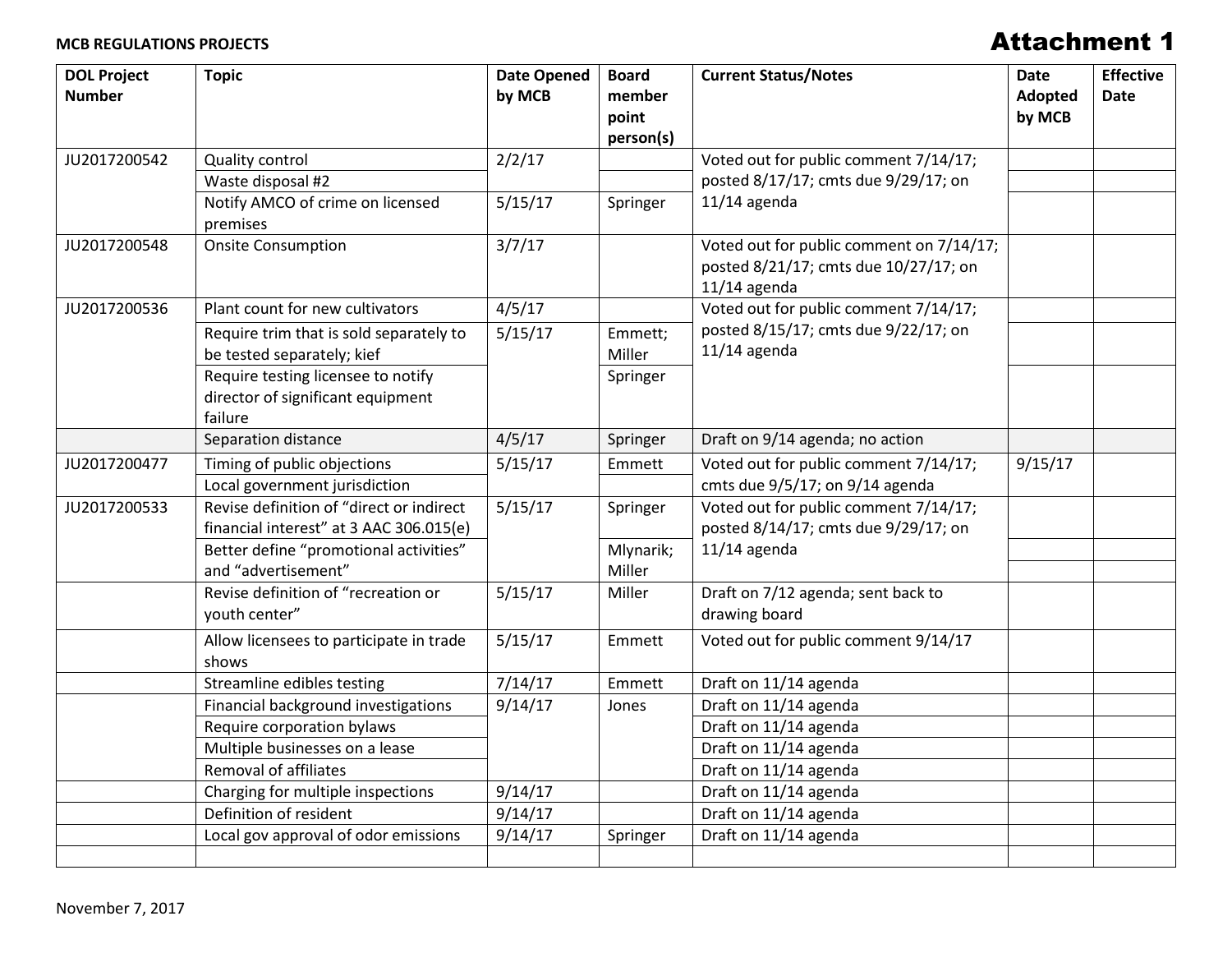**MCB REGULATIONS PROJECTS**

# Attachment 1

| DOL Project Number | Topic | Date Opened by MCB | Board member point person(s) | Current Status/Notes | Date Adopted by MCB | Effective Date |
|---|---|---|---|---|---|---|
| JU2017200542 | Quality control | 2/2/17 | | Voted out for public comment 7/14/17; posted 8/17/17; cmts due 9/29/17; on 11/14 agenda | | |
| | Waste disposal #2 | | | | | |
| | Notify AMCO of crime on licensed premises | 5/15/17 | Springer | | | |
| JU2017200548 | Onsite Consumption | 3/7/17 | | Voted out for public comment on 7/14/17; posted 8/21/17; cmts due 10/27/17; on 11/14 agenda | | |
| JU2017200536 | Plant count for new cultivators | 4/5/17 | | Voted out for public comment 7/14/17; posted 8/15/17; cmts due 9/22/17; on 11/14 agenda | | |
| | Require trim that is sold separately to be tested separately; kief | 5/15/17 | Emmett; Miller | | | |
| | Require testing licensee to notify director of significant equipment failure | | Springer | | | |
| | Separation distance | 4/5/17 | Springer | Draft on 9/14 agenda; no action | | |
| JU2017200477 | Timing of public objections | 5/15/17 | Emmett | Voted out for public comment 7/14/17; cmts due 9/5/17; on 9/14 agenda | 9/15/17 | |
| | Local government jurisdiction | | | | | |
| JU2017200533 | Revise definition of "direct or indirect financial interest" at 3 AAC 306.015(e) | 5/15/17 | Springer | Voted out for public comment 7/14/17; posted 8/14/17; cmts due 9/29/17; on 11/14 agenda | | |
| | Better define "promotional activities" and "advertisement" | | Mlynarik; Miller | | | |
| | Revise definition of "recreation or youth center" | 5/15/17 | Miller | Draft on 7/12 agenda; sent back to drawing board | | |
| | Allow licensees to participate in trade shows | 5/15/17 | Emmett | Voted out for public comment 9/14/17 | | |
| | Streamline edibles testing | 7/14/17 | Emmett | Draft on 11/14 agenda | | |
| | Financial background investigations | 9/14/17 | Jones | Draft on 11/14 agenda | | |
| | Require corporation bylaws | | | Draft on 11/14 agenda | | |
| | Multiple businesses on a lease | | | Draft on 11/14 agenda | | |
| | Removal of affiliates | | | Draft on 11/14 agenda | | |
| | Charging for multiple inspections | 9/14/17 | | Draft on 11/14 agenda | | |
| | Definition of resident | 9/14/17 | | Draft on 11/14 agenda | | |
| | Local gov approval of odor emissions | 9/14/17 | Springer | Draft on 11/14 agenda | | |
| | | | | | | |

November 7, 2017